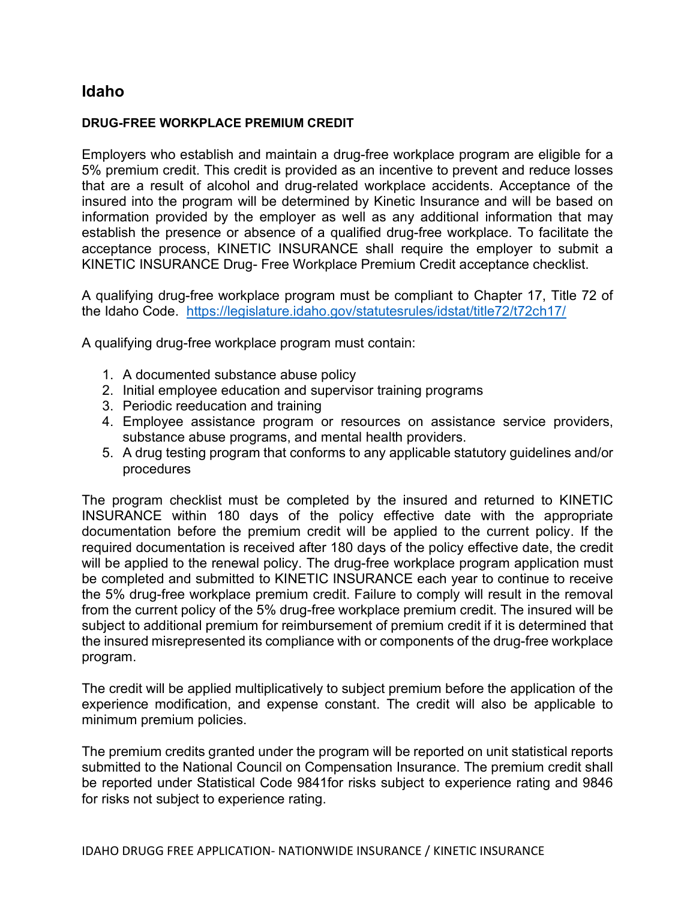# Idaho

**DRUG-FREE WORKPLACE PREMIUM CREDIT**

Employers who establish and maintain a drug-free workplace program are eligible for a 5% premium credit. This credit is provided as an incentive to prevent and reduce losses that are a result of alcohol and drug-related workplace accidents. Acceptance of the insured into the program will be determined by Kinetic Insurance and will be based on information provided by the employer as well as any additional information that may establish the presence or absence of a qualified drug-free workplace. To facilitate the acceptance process, KINETIC INSURANCE shall require the employer to submit a KINETIC INSURANCE Drug- Free Workplace Premium Credit acceptance checklist.

A qualifying drug-free workplace program must be compliant to Chapter 17, Title 72 of the Idaho Code. https://legislature.idaho.gov/statutesrules/idstat/title72/t72ch17/

A qualifying drug-free workplace program must contain:

1. A documented substance abuse policy
2. Initial employee education and supervisor training programs
3. Periodic reeducation and training
4. Employee assistance program or resources on assistance service providers, substance abuse programs, and mental health providers.
5. A drug testing program that conforms to any applicable statutory guidelines and/or procedures

The program checklist must be completed by the insured and returned to KINETIC INSURANCE within 180 days of the policy effective date with the appropriate documentation before the premium credit will be applied to the current policy. If the required documentation is received after 180 days of the policy effective date, the credit will be applied to the renewal policy. The drug-free workplace program application must be completed and submitted to KINETIC INSURANCE each year to continue to receive the 5% drug-free workplace premium credit. Failure to comply will result in the removal from the current policy of the 5% drug-free workplace premium credit. The insured will be subject to additional premium for reimbursement of premium credit if it is determined that the insured misrepresented its compliance with or components of the drug-free workplace program.

The credit will be applied multiplicatively to subject premium before the application of the experience modification, and expense constant. The credit will also be applicable to minimum premium policies.

The premium credits granted under the program will be reported on unit statistical reports submitted to the National Council on Compensation Insurance. The premium credit shall be reported under Statistical Code 9841for risks subject to experience rating and 9846 for risks not subject to experience rating.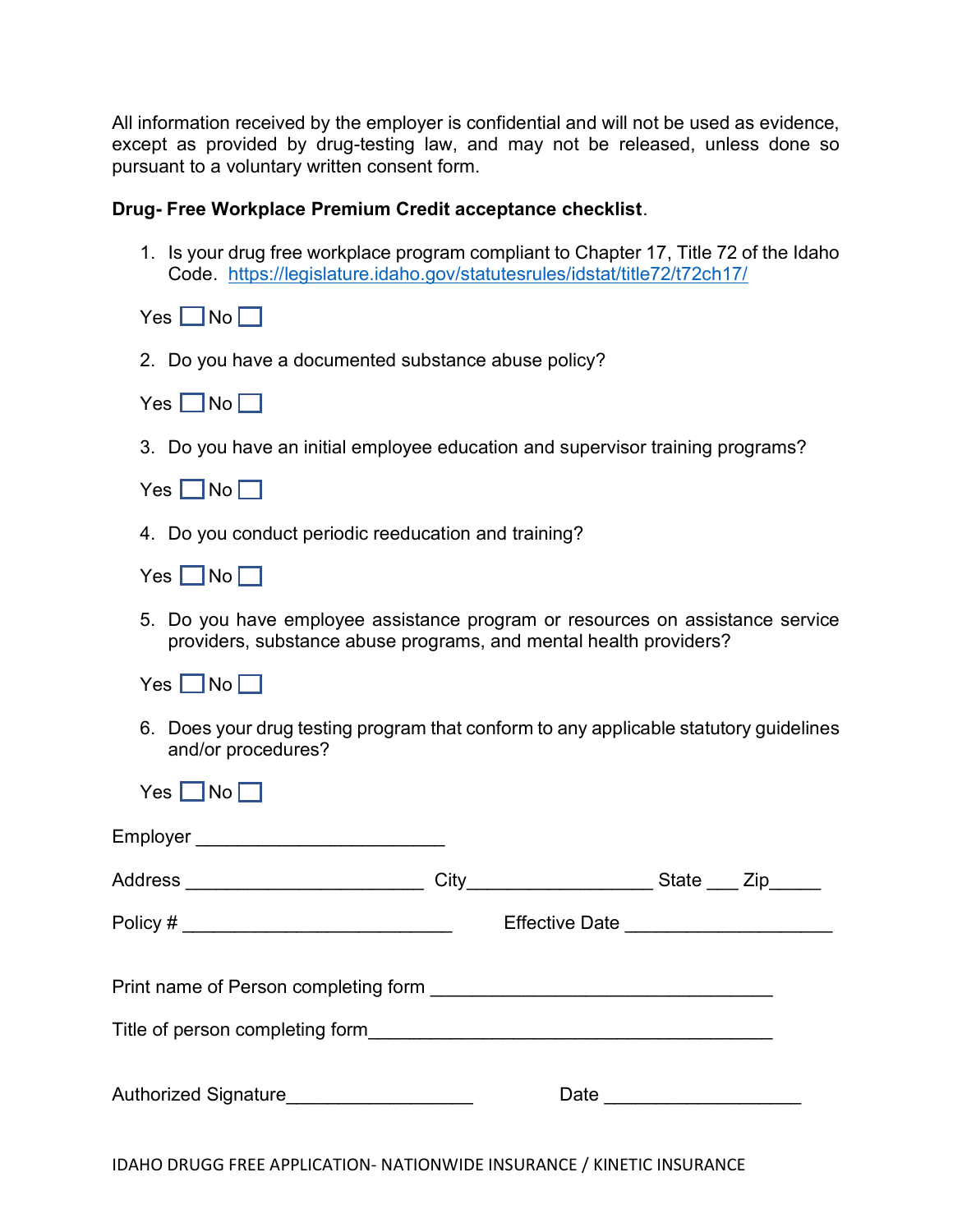All information received by the employer is confidential and will not be used as evidence, except as provided by drug-testing law, and may not be released, unless done so pursuant to a voluntary written consent form.

**Drug- Free Workplace Premium Credit acceptance checklist**.

1. Is your drug free workplace program compliant to Chapter 17, Title 72 of the Idaho Code. https://legislature.idaho.gov/statutesrules/idstat/title72/t72ch17/

   Yes ☐ No ☐

2. Do you have a documented substance abuse policy?

   Yes ☐ No ☐

3. Do you have an initial employee education and supervisor training programs?

   Yes ☐ No ☐

4. Do you conduct periodic reeducation and training?

   Yes ☐ No ☐

5. Do you have employee assistance program or resources on assistance service providers, substance abuse programs, and mental health providers?

   Yes ☐ No ☐

6. Does your drug testing program that conform to any applicable statutory guidelines and/or procedures?

   Yes ☐ No ☐

Employer _______________________

Address ______________________ City_________________ State ___ Zip_____

Policy # _________________________ Effective Date ___________________

Print name of Person completing form ________________________________

Title of person completing form______________________________________

Authorized Signature_________________ Date ___________________

IDAHO DRUGG FREE APPLICATION- NATIONWIDE INSURANCE / KINETIC INSURANCE